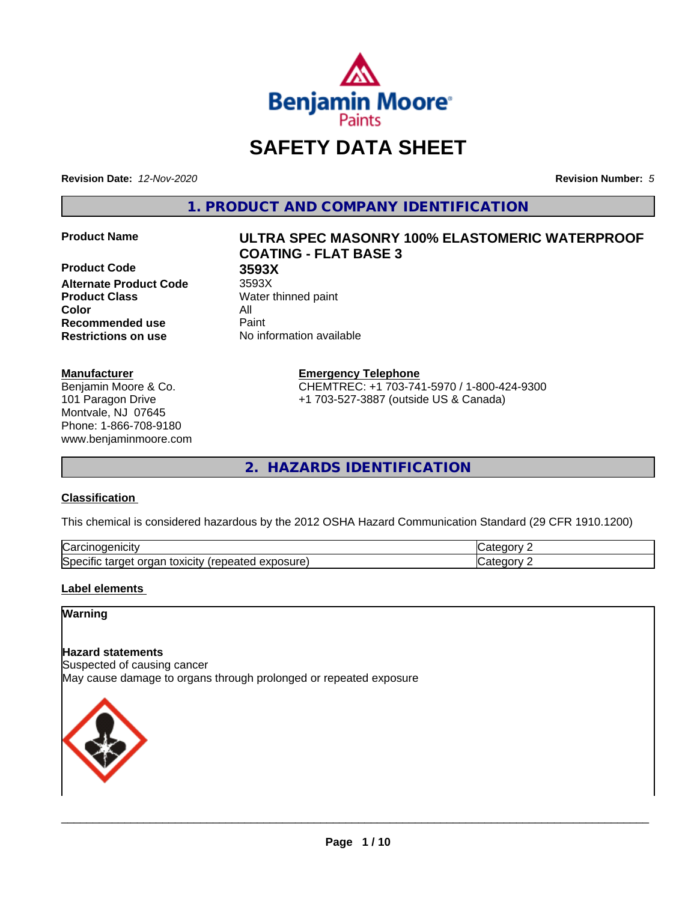# SAFETY DATA SHEET

**Revision Date:** *12-Nov-2020*

**Revision Number:** *5*

## 1. PRODUCT AND COMPANY IDENTIFICATION

| | |
|---|---|
| **Product Name** | **ULTRA SPEC MASONRY 100% ELASTOMERIC WATERPROOF COATING - FLAT BASE 3** |
| **Product Code** | **3593X** |
| **Alternate Product Code** | 3593X |
| **Product Class** | Water thinned paint |
| **Color** | All |
| **Recommended use** | Paint |
| **Restrictions on use** | No information available |

**Manufacturer**

Benjamin Moore & Co.
101 Paragon Drive
Montvale, NJ 07645
Phone: 1-866-708-9180
www.benjaminmoore.com

**Emergency Telephone**

CHEMTREC: +1 703-741-5970 / 1-800-424-9300
+1 703-527-3887 (outside US & Canada)

## 2. HAZARDS IDENTIFICATION

**Classification**

This chemical is considered hazardous by the 2012 OSHA Hazard Communication Standard (29 CFR 1910.1200)

| | |
|---|---|
| Carcinogenicity | Category 2 |
| Specific target organ toxicity (repeated exposure) | Category 2 |

**Label elements**

**Warning**

**Hazard statements**

Suspected of causing cancer

May cause damage to organs through prolonged or repeated exposure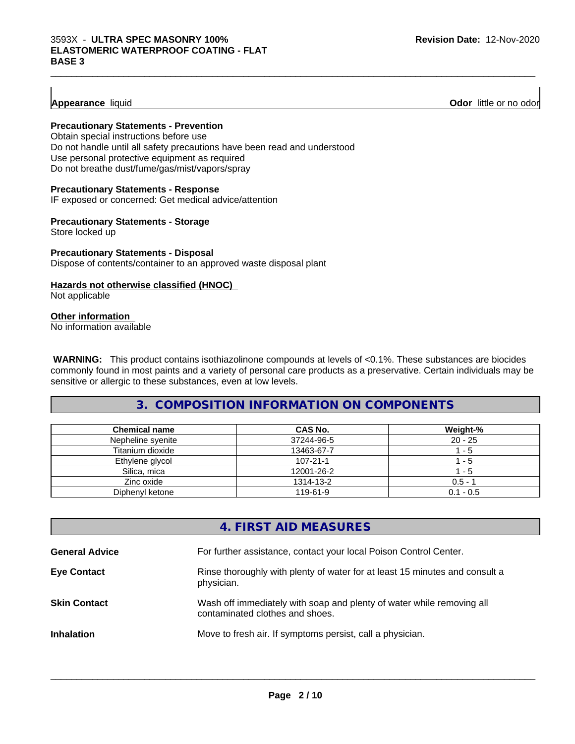**Appearance** liquid **Odor** little or no odor

**Precautionary Statements - Prevention**

Obtain special instructions before use
Do not handle until all safety precautions have been read and understood
Use personal protective equipment as required
Do not breathe dust/fume/gas/mist/vapors/spray

**Precautionary Statements - Response**

IF exposed or concerned: Get medical advice/attention

**Precautionary Statements - Storage**

Store locked up

**Precautionary Statements - Disposal**

Dispose of contents/container to an approved waste disposal plant

**Hazards not otherwise classified (HNOC)**

Not applicable

**Other information**

No information available

**WARNING:** This product contains isothiazolinone compounds at levels of <0.1%. These substances are biocides commonly found in most paints and a variety of personal care products as a preservative. Certain individuals may be sensitive or allergic to these substances, even at low levels.

## 3. COMPOSITION INFORMATION ON COMPONENTS

| Chemical name | CAS No. | Weight-% |
|---|---|---|
| Nepheline syenite | 37244-96-5 | 20 - 25 |
| Titanium dioxide | 13463-67-7 | 1 - 5 |
| Ethylene glycol | 107-21-1 | 1 - 5 |
| Silica, mica | 12001-26-2 | 1 - 5 |
| Zinc oxide | 1314-13-2 | 0.5 - 1 |
| Diphenyl ketone | 119-61-9 | 0.1 - 0.5 |

## 4. FIRST AID MEASURES

**General Advice** For further assistance, contact your local Poison Control Center.

**Eye Contact** Rinse thoroughly with plenty of water for at least 15 minutes and consult a physician.

**Skin Contact** Wash off immediately with soap and plenty of water while removing all contaminated clothes and shoes.

**Inhalation** Move to fresh air. If symptoms persist, call a physician.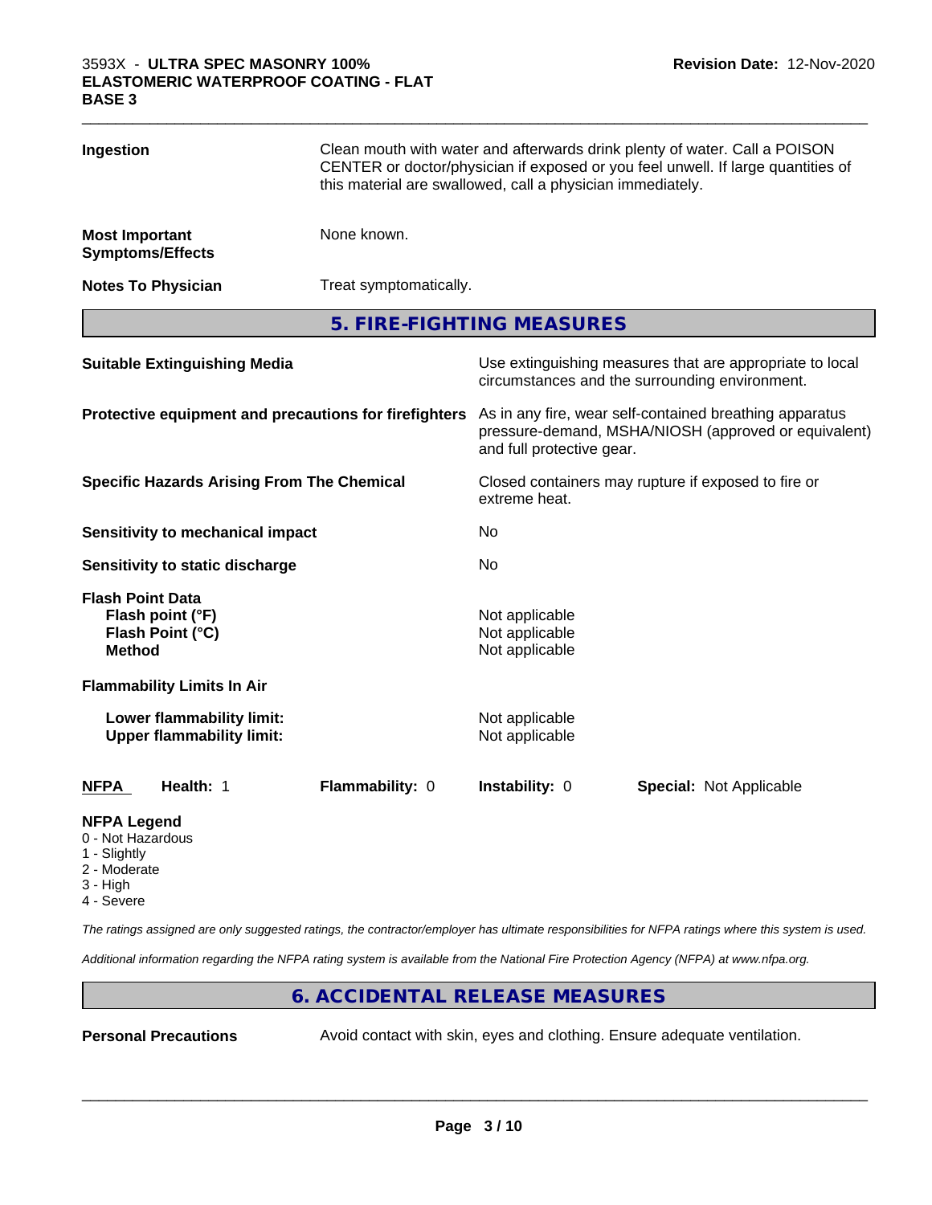| | |
|---|---|
| **Ingestion** | Clean mouth with water and afterwards drink plenty of water. Call a POISON CENTER or doctor/physician if exposed or you feel unwell. If large quantities of this material are swallowed, call a physician immediately. |
| **Most Important Symptoms/Effects** | None known. |
| **Notes To Physician** | Treat symptomatically. |

## 5. FIRE-FIGHTING MEASURES

| | |
|---|---|
| **Suitable Extinguishing Media** | Use extinguishing measures that are appropriate to local circumstances and the surrounding environment. |
| **Protective equipment and precautions for firefighters** | As in any fire, wear self-contained breathing apparatus pressure-demand, MSHA/NIOSH (approved or equivalent) and full protective gear. |
| **Specific Hazards Arising From The Chemical** | Closed containers may rupture if exposed to fire or extreme heat. |
| **Sensitivity to mechanical impact** | No |
| **Sensitivity to static discharge** | No |

**Flash Point Data**

| | |
|---|---|
| **Flash point (°F)** | Not applicable |
| **Flash Point (°C)** | Not applicable |
| **Method** | Not applicable |

**Flammability Limits In Air**

| | |
|---|---|
| **Lower flammability limit:** | Not applicable |
| **Upper flammability limit:** | Not applicable |

| **NFPA** | **Health:** 1 | **Flammability:** 0 | **Instability:** 0 | **Special:** Not Applicable |
|---|---|---|---|---|

**NFPA Legend**
- 0 - Not Hazardous
- 1 - Slightly
- 2 - Moderate
- 3 - High
- 4 - Severe

*The ratings assigned are only suggested ratings, the contractor/employer has ultimate responsibilities for NFPA ratings where this system is used.*

*Additional information regarding the NFPA rating system is available from the National Fire Protection Agency (NFPA) at www.nfpa.org.*

## 6. ACCIDENTAL RELEASE MEASURES

| | |
|---|---|
| **Personal Precautions** | Avoid contact with skin, eyes and clothing. Ensure adequate ventilation. |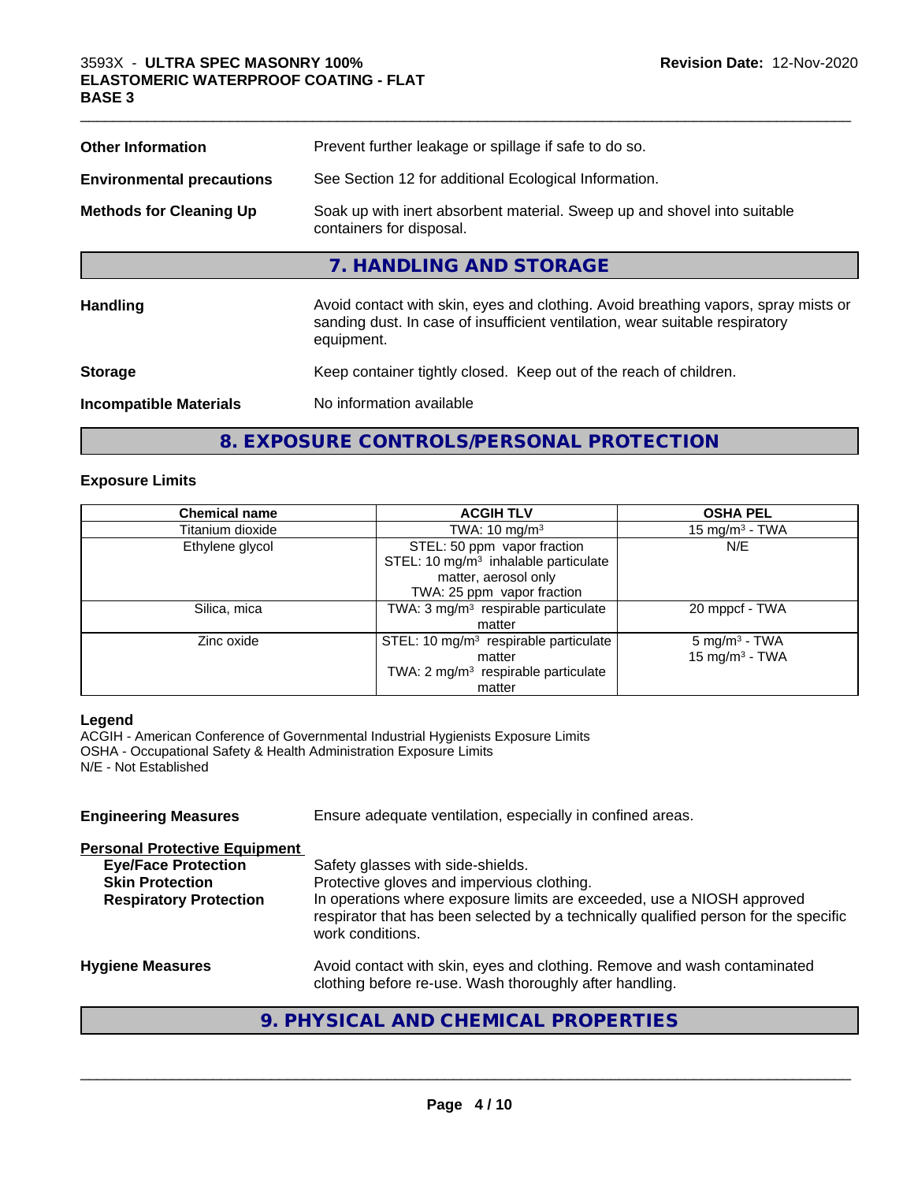| | |
|---|---|
| **Other Information** | Prevent further leakage or spillage if safe to do so. |
| **Environmental precautions** | See Section 12 for additional Ecological Information. |
| **Methods for Cleaning Up** | Soak up with inert absorbent material. Sweep up and shovel into suitable containers for disposal. |

## 7. HANDLING AND STORAGE

| | |
|---|---|
| **Handling** | Avoid contact with skin, eyes and clothing. Avoid breathing vapors, spray mists or sanding dust. In case of insufficient ventilation, wear suitable respiratory equipment. |
| **Storage** | Keep container tightly closed. Keep out of the reach of children. |
| **Incompatible Materials** | No information available |

## 8. EXPOSURE CONTROLS/PERSONAL PROTECTION

### Exposure Limits

| Chemical name | ACGIH TLV | OSHA PEL |
|---|---|---|
| Titanium dioxide | TWA: 10 mg/m$^3$ | 15 mg/m$^3$ - TWA |
| Ethylene glycol | STEL: 50 ppm vapor fraction<br>STEL: 10 mg/m$^3$ inhalable particulate matter, aerosol only<br>TWA: 25 ppm vapor fraction | N/E |
| Silica, mica | TWA: 3 mg/m$^3$ respirable particulate matter | 20 mppcf - TWA |
| Zinc oxide | STEL: 10 mg/m$^3$ respirable particulate matter<br>TWA: 2 mg/m$^3$ respirable particulate matter | 5 mg/m$^3$ - TWA<br>15 mg/m$^3$ - TWA |

**Legend**

ACGIH - American Conference of Governmental Industrial Hygienists Exposure Limits
OSHA - Occupational Safety & Health Administration Exposure Limits
N/E - Not Established

**Engineering Measures** Ensure adequate ventilation, especially in confined areas.

**Personal Protective Equipment**

- **Eye/Face Protection** Safety glasses with side-shields.
- **Skin Protection** Protective gloves and impervious clothing.
- **Respiratory Protection** In operations where exposure limits are exceeded, use a NIOSH approved respirator that has been selected by a technically qualified person for the specific work conditions.

**Hygiene Measures** Avoid contact with skin, eyes and clothing. Remove and wash contaminated clothing before re-use. Wash thoroughly after handling.

## 9. PHYSICAL AND CHEMICAL PROPERTIES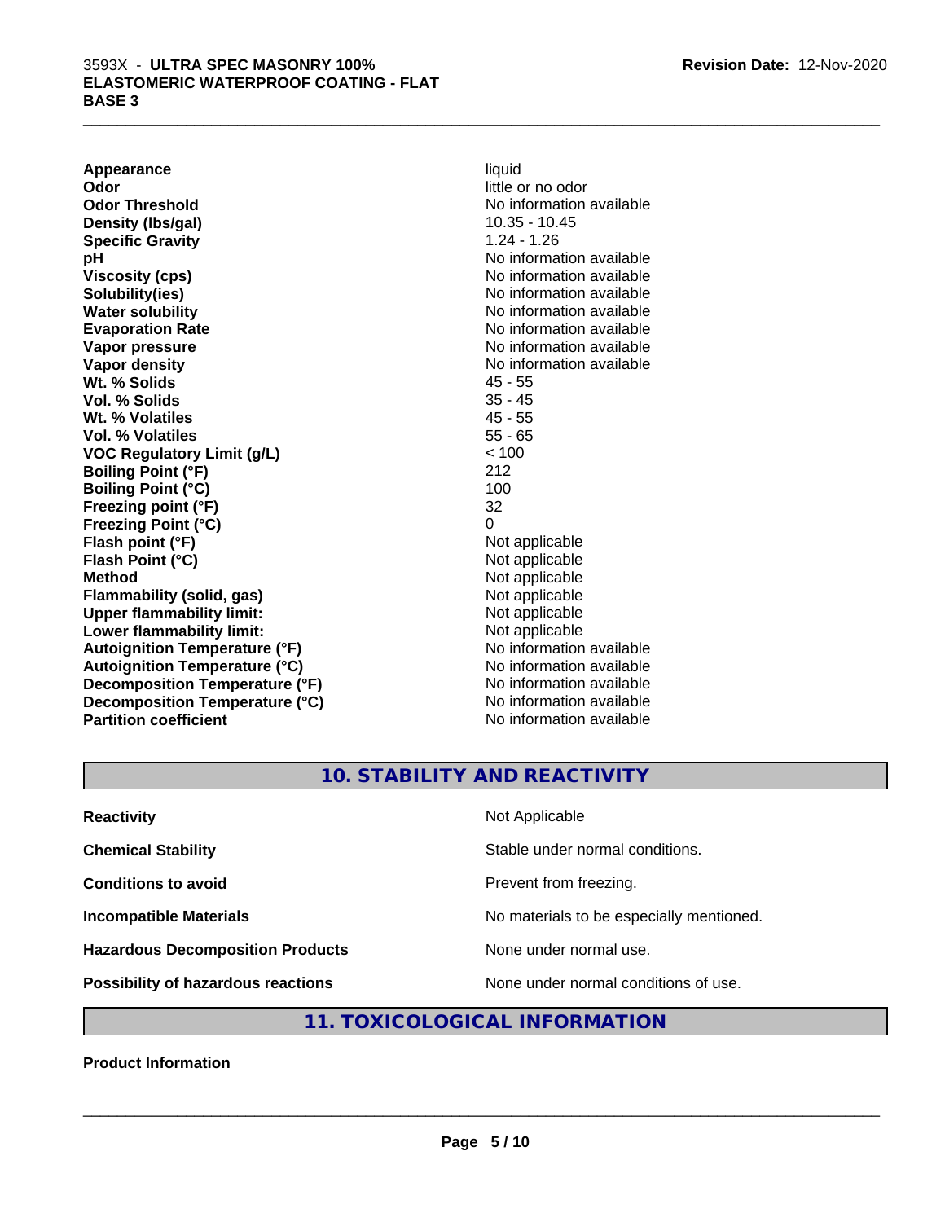| | |
|---|---|
| **Appearance** | liquid |
| **Odor** | little or no odor |
| **Odor Threshold** | No information available |
| **Density (lbs/gal)** | 10.35 - 10.45 |
| **Specific Gravity** | 1.24 - 1.26 |
| **pH** | No information available |
| **Viscosity (cps)** | No information available |
| **Solubility(ies)** | No information available |
| **Water solubility** | No information available |
| **Evaporation Rate** | No information available |
| **Vapor pressure** | No information available |
| **Vapor density** | No information available |
| **Wt. % Solids** | 45 - 55 |
| **Vol. % Solids** | 35 - 45 |
| **Wt. % Volatiles** | 45 - 55 |
| **Vol. % Volatiles** | 55 - 65 |
| **VOC Regulatory Limit (g/L)** | < 100 |
| **Boiling Point (°F)** | 212 |
| **Boiling Point (°C)** | 100 |
| **Freezing point (°F)** | 32 |
| **Freezing Point (°C)** | 0 |
| **Flash point (°F)** | Not applicable |
| **Flash Point (°C)** | Not applicable |
| **Method** | Not applicable |
| **Flammability (solid, gas)** | Not applicable |
| **Upper flammability limit:** | Not applicable |
| **Lower flammability limit:** | Not applicable |
| **Autoignition Temperature (°F)** | No information available |
| **Autoignition Temperature (°C)** | No information available |
| **Decomposition Temperature (°F)** | No information available |
| **Decomposition Temperature (°C)** | No information available |
| **Partition coefficient** | No information available |

## 10. STABILITY AND REACTIVITY

| | |
|---|---|
| **Reactivity** | Not Applicable |
| **Chemical Stability** | Stable under normal conditions. |
| **Conditions to avoid** | Prevent from freezing. |
| **Incompatible Materials** | No materials to be especially mentioned. |
| **Hazardous Decomposition Products** | None under normal use. |
| **Possibility of hazardous reactions** | None under normal conditions of use. |

## 11. TOXICOLOGICAL INFORMATION

**Product Information**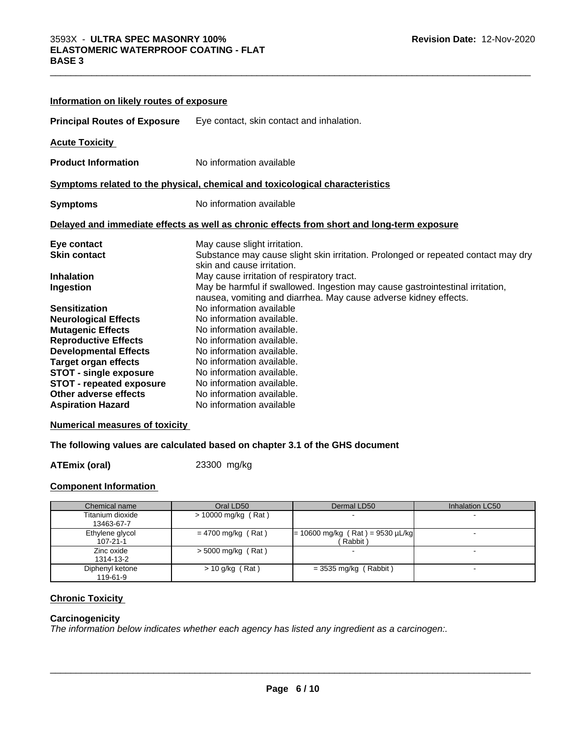**Information on likely routes of exposure**

**Principal Routes of Exposure** Eye contact, skin contact and inhalation.

**Acute Toxicity**

**Product Information** No information available

**Symptoms related to the physical, chemical and toxicological characteristics**

**Symptoms** No information available

**Delayed and immediate effects as well as chronic effects from short and long-term exposure**

**Eye contact** May cause slight irritation.
**Skin contact** Substance may cause slight skin irritation. Prolonged or repeated contact may dry skin and cause irritation.
**Inhalation** May cause irritation of respiratory tract.
**Ingestion** May be harmful if swallowed. Ingestion may cause gastrointestinal irritation, nausea, vomiting and diarrhea. May cause adverse kidney effects.
**Sensitization** No information available
**Neurological Effects** No information available.
**Mutagenic Effects** No information available.
**Reproductive Effects** No information available.
**Developmental Effects** No information available.
**Target organ effects** No information available.
**STOT - single exposure** No information available.
**STOT - repeated exposure** No information available.
**Other adverse effects** No information available.
**Aspiration Hazard** No information available

**Numerical measures of toxicity**

**The following values are calculated based on chapter 3.1 of the GHS document**

**ATEmix (oral)** 23300 mg/kg

**Component Information**

| Chemical name | Oral LD50 | Dermal LD50 | Inhalation LC50 |
|---|---|---|---|
| Titanium dioxide<br>13463-67-7 | > 10000 mg/kg ( Rat ) | - | - |
| Ethylene glycol<br>107-21-1 | = 4700 mg/kg ( Rat ) | = 10600 mg/kg ( Rat ) = 9530 µL/kg ( Rabbit ) | - |
| Zinc oxide<br>1314-13-2 | > 5000 mg/kg ( Rat ) | - | - |
| Diphenyl ketone<br>119-61-9 | > 10 g/kg ( Rat ) | = 3535 mg/kg ( Rabbit ) | - |

**Chronic Toxicity**

**Carcinogenicity**
*The information below indicates whether each agency has listed any ingredient as a carcinogen:.*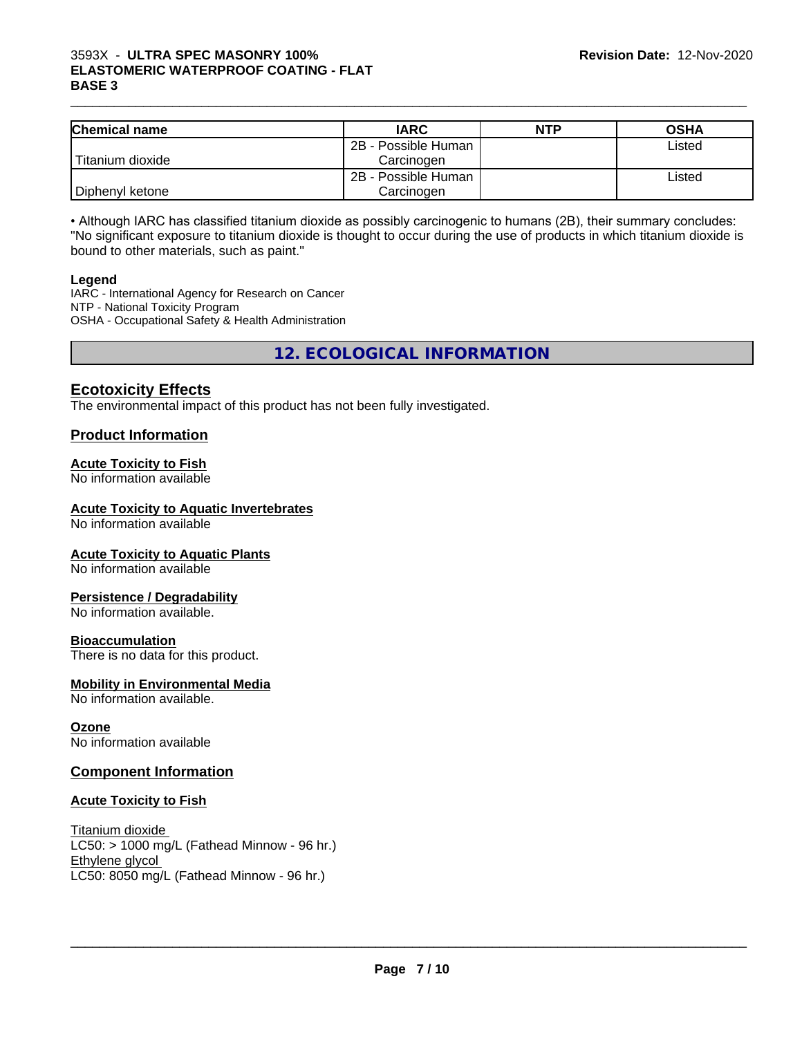| Chemical name | IARC | NTP | OSHA |
| --- | --- | --- | --- |
| Titanium dioxide | 2B - Possible Human Carcinogen | | Listed |
| Diphenyl ketone | 2B - Possible Human Carcinogen | | Listed |

• Although IARC has classified titanium dioxide as possibly carcinogenic to humans (2B), their summary concludes: "No significant exposure to titanium dioxide is thought to occur during the use of products in which titanium dioxide is bound to other materials, such as paint."

**Legend**

IARC - International Agency for Research on Cancer
NTP - National Toxicity Program
OSHA - Occupational Safety & Health Administration

## 12. ECOLOGICAL INFORMATION

### Ecotoxicity Effects

The environmental impact of this product has not been fully investigated.

### Product Information

**Acute Toxicity to Fish**
No information available

**Acute Toxicity to Aquatic Invertebrates**
No information available

**Acute Toxicity to Aquatic Plants**
No information available

**Persistence / Degradability**
No information available.

**Bioaccumulation**
There is no data for this product.

**Mobility in Environmental Media**
No information available.

**Ozone**
No information available

### Component Information

**Acute Toxicity to Fish**

Titanium dioxide
LC50: > 1000 mg/L (Fathead Minnow - 96 hr.)
Ethylene glycol
LC50: 8050 mg/L (Fathead Minnow - 96 hr.)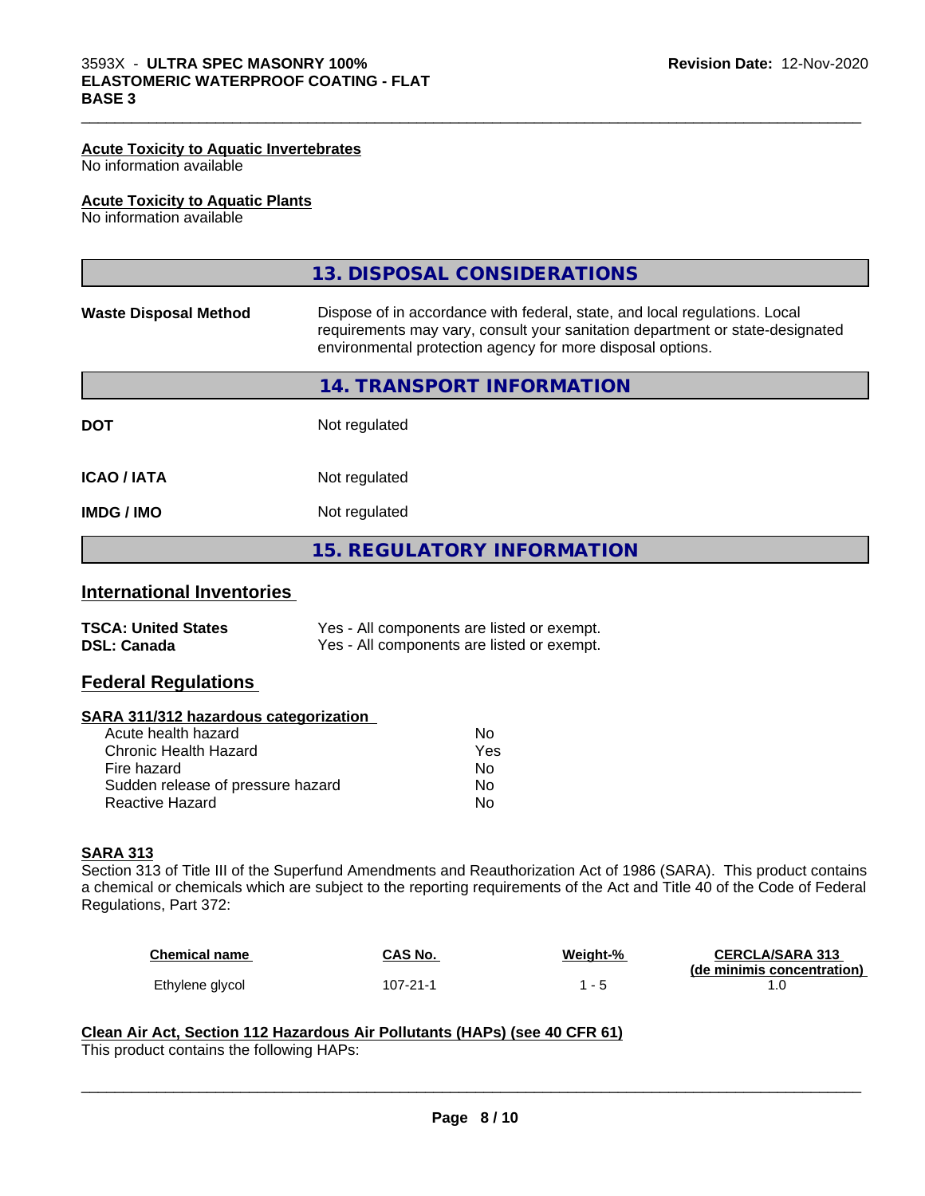**Acute Toxicity to Aquatic Invertebrates**
No information available

**Acute Toxicity to Aquatic Plants**
No information available

## 13. DISPOSAL CONSIDERATIONS

**Waste Disposal Method** Dispose of in accordance with federal, state, and local regulations. Local requirements may vary, consult your sanitation department or state-designated environmental protection agency for more disposal options.

## 14. TRANSPORT INFORMATION

| | |
|---|---|
| **DOT** | Not regulated |
| **ICAO / IATA** | Not regulated |
| **IMDG / IMO** | Not regulated |

## 15. REGULATORY INFORMATION

### International Inventories

| | |
|---|---|
| **TSCA: United States** | Yes - All components are listed or exempt. |
| **DSL: Canada** | Yes - All components are listed or exempt. |

### Federal Regulations

**SARA 311/312 hazardous categorization**

| | |
|---|---|
| Acute health hazard | No |
| Chronic Health Hazard | Yes |
| Fire hazard | No |
| Sudden release of pressure hazard | No |
| Reactive Hazard | No |

**SARA 313**
Section 313 of Title III of the Superfund Amendments and Reauthorization Act of 1986 (SARA). This product contains a chemical or chemicals which are subject to the reporting requirements of the Act and Title 40 of the Code of Federal Regulations, Part 372:

| Chemical name | CAS No. | Weight-% | CERCLA/SARA 313 (de minimis concentration) |
|---|---|---|---|
| Ethylene glycol | 107-21-1 | 1 - 5 | 1.0 |

**Clean Air Act, Section 112 Hazardous Air Pollutants (HAPs) (see 40 CFR 61)**
This product contains the following HAPs: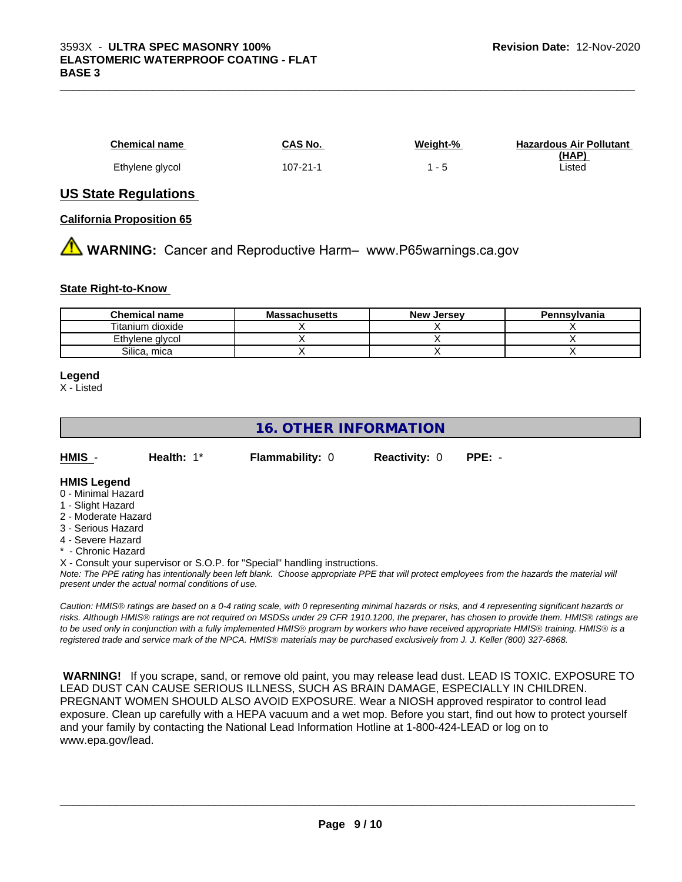| Chemical name | CAS No. | Weight-% | Hazardous Air Pollutant (HAP) |
|---|---|---|---|
| Ethylene glycol | 107-21-1 | 1 - 5 | Listed |

## US State Regulations

### California Proposition 65

**WARNING:** Cancer and Reproductive Harm– www.P65warnings.ca.gov

### State Right-to-Know

| Chemical name | Massachusetts | New Jersey | Pennsylvania |
|---|---|---|---|
| Titanium dioxide | X | X | X |
| Ethylene glycol | X | X | X |
| Silica, mica | X | X | X |

**Legend**

X - Listed

## 16. OTHER INFORMATION

**HMIS** - **Health:** 1* **Flammability:** 0 **Reactivity:** 0 **PPE:** -

**HMIS Legend**

0 - Minimal Hazard
1 - Slight Hazard
2 - Moderate Hazard
3 - Serious Hazard
4 - Severe Hazard
* - Chronic Hazard
X - Consult your supervisor or S.O.P. for "Special" handling instructions.

*Note: The PPE rating has intentionally been left blank. Choose appropriate PPE that will protect employees from the hazards the material will present under the actual normal conditions of use.*

*Caution: HMIS® ratings are based on a 0-4 rating scale, with 0 representing minimal hazards or risks, and 4 representing significant hazards or risks. Although HMIS® ratings are not required on MSDSs under 29 CFR 1910.1200, the preparer, has chosen to provide them. HMIS® ratings are to be used only in conjunction with a fully implemented HMIS® program by workers who have received appropriate HMIS® training. HMIS® is a registered trade and service mark of the NPCA. HMIS® materials may be purchased exclusively from J. J. Keller (800) 327-6868.*

**WARNING!** If you scrape, sand, or remove old paint, you may release lead dust. LEAD IS TOXIC. EXPOSURE TO LEAD DUST CAN CAUSE SERIOUS ILLNESS, SUCH AS BRAIN DAMAGE, ESPECIALLY IN CHILDREN. PREGNANT WOMEN SHOULD ALSO AVOID EXPOSURE. Wear a NIOSH approved respirator to control lead exposure. Clean up carefully with a HEPA vacuum and a wet mop. Before you start, find out how to protect yourself and your family by contacting the National Lead Information Hotline at 1-800-424-LEAD or log on to www.epa.gov/lead.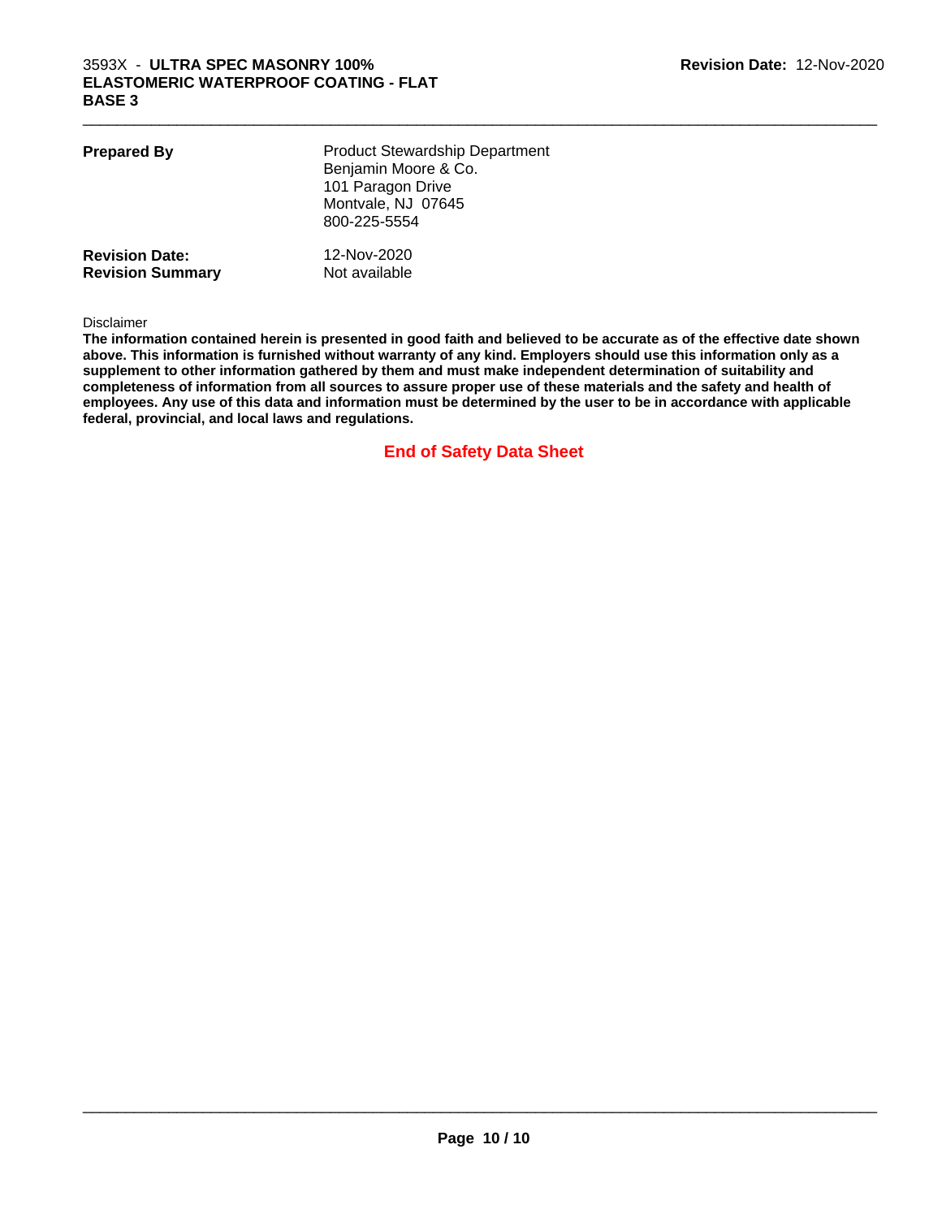| | |
|---|---|
| **Prepared By** | Product Stewardship Department<br>Benjamin Moore & Co.<br>101 Paragon Drive<br>Montvale, NJ 07645<br>800-225-5554 |
| **Revision Date:** | 12-Nov-2020 |
| **Revision Summary** | Not available |

Disclaimer

**The information contained herein is presented in good faith and believed to be accurate as of the effective date shown above. This information is furnished without warranty of any kind. Employers should use this information only as a supplement to other information gathered by them and must make independent determination of suitability and completeness of information from all sources to assure proper use of these materials and the safety and health of employees. Any use of this data and information must be determined by the user to be in accordance with applicable federal, provincial, and local laws and regulations.**

**End of Safety Data Sheet**